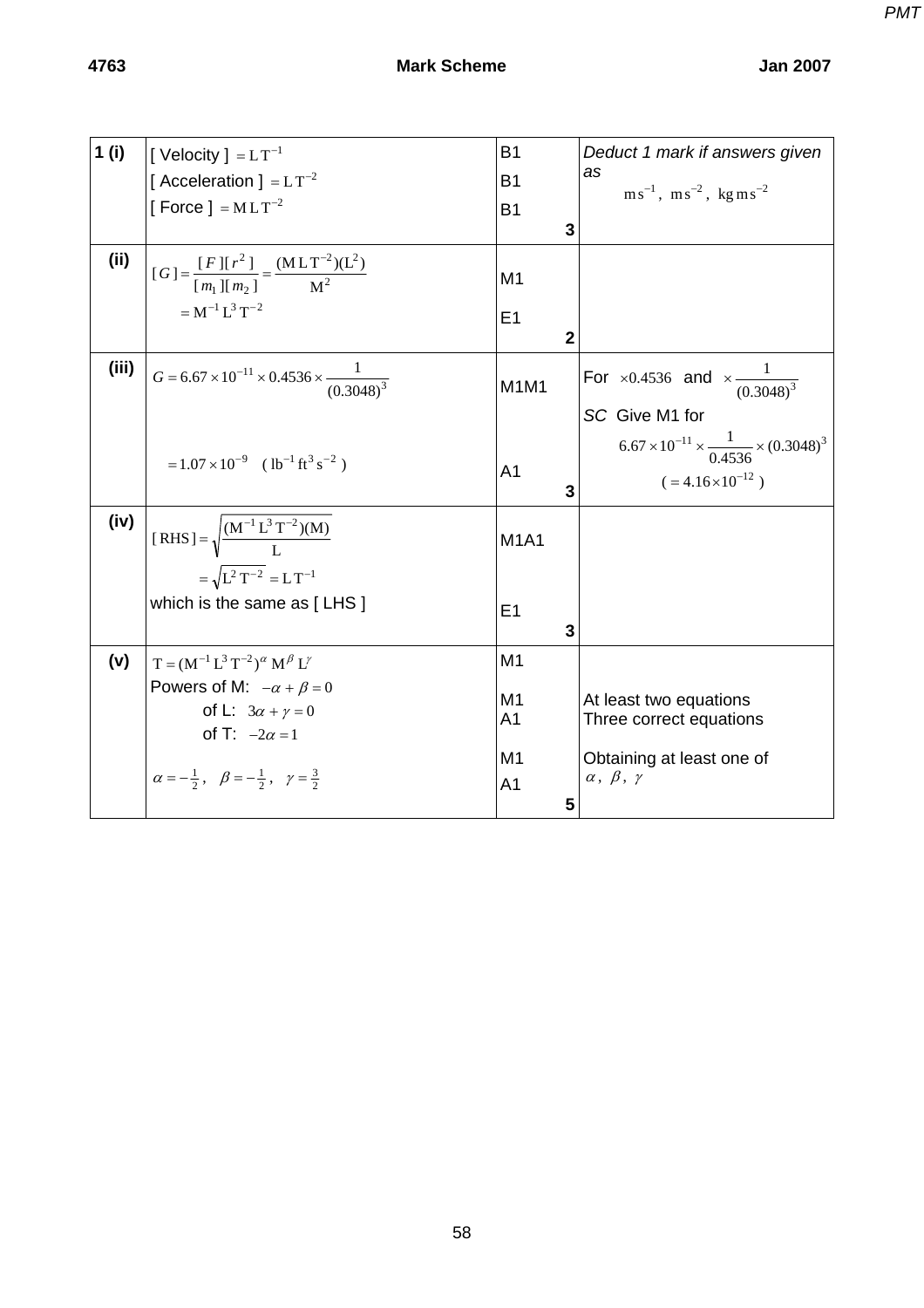| | | | |
|---|---|---|---|
| **1 (i)** | [ Velocity ] $= \mathrm{L\,T^{-1}}$<br>[ Acceleration ] $= \mathrm{L\,T^{-2}}$<br>[ Force ] $= \mathrm{M\,L\,T^{-2}}$ | B1<br>B1<br>B1<br>**3** | *Deduct 1 mark if answers given as*<br>$\mathrm{m\,s^{-1}},\ \mathrm{m\,s^{-2}},\ \mathrm{kg\,m\,s^{-2}}$ |
| **(ii)** | $[G] = \dfrac{[F][r^2]}{[m_1][m_2]} = \dfrac{(\mathrm{M\,L\,T^{-2}})(\mathrm{L^2})}{\mathrm{M^2}}$<br>$= \mathrm{M^{-1}\,L^3\,T^{-2}}$ | M1<br>E1<br>**2** | |
| **(iii)** | $G = 6.67 \times 10^{-11} \times 0.4536 \times \dfrac{1}{(0.3048)^3}$<br>$= 1.07 \times 10^{-9} \quad (\mathrm{lb^{-1}\,ft^3\,s^{-2}})$ | M1M1<br>A1<br>**3** | For $\times 0.4536$ and $\times \dfrac{1}{(0.3048)^3}$<br>*SC* Give M1 for<br>$6.67 \times 10^{-11} \times \dfrac{1}{0.4536} \times (0.3048)^3$<br>$(= 4.16 \times 10^{-12})$ |
| **(iv)** | $[\mathrm{RHS}] = \sqrt{\dfrac{(\mathrm{M^{-1}\,L^3\,T^{-2}})(\mathrm{M})}{\mathrm{L}}}$<br>$= \sqrt{\mathrm{L^2\,T^{-2}}} = \mathrm{L\,T^{-1}}$<br>which is the same as [ LHS ] | M1A1<br>E1<br>**3** | |
| **(v)** | $\mathrm{T} = (\mathrm{M^{-1}\,L^3\,T^{-2}})^{\alpha}\,\mathrm{M}^{\beta}\,\mathrm{L}^{\gamma}$<br>Powers of M: $-\alpha + \beta = 0$<br>of L: $3\alpha + \gamma = 0$<br>of T: $-2\alpha = 1$<br>$\alpha = -\frac{1}{2},\quad \beta = -\frac{1}{2},\quad \gamma = \frac{3}{2}$ | M1<br>M1<br>A1<br>M1<br>A1<br>**5** | At least two equations<br>Three correct equations<br>Obtaining at least one of $\alpha,\ \beta,\ \gamma$ |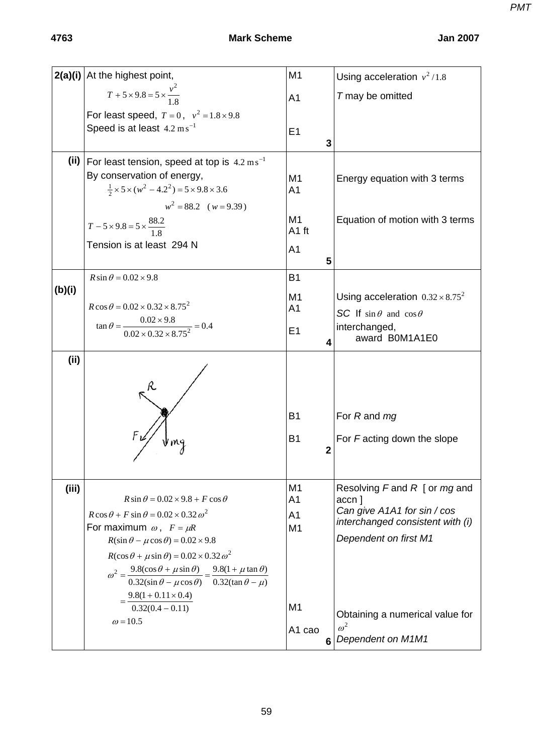**4763 Mark Scheme Jan 2007**

| | | | |
|---|---|---|---|
| **2(a)(i)** | At the highest point,<br>$T + 5\times 9.8 = 5\times \dfrac{v^2}{1.8}$<br>For least speed, $T = 0$, $v^2 = 1.8\times 9.8$<br>Speed is at least $4.2\ \text{m s}^{-1}$ | M1<br>A1<br><br>E1<br>**3** | Using acceleration $v^2/1.8$<br>*T* may be omitted |
| **(ii)** | For least tension, speed at top is $4.2\ \text{m s}^{-1}$<br>By conservation of energy,<br>$\frac{1}{2}\times 5\times (w^2 - 4.2^2) = 5\times 9.8\times 3.6$<br>$w^2 = 88.2 \quad (w = 9.39)$<br>$T - 5\times 9.8 = 5\times \dfrac{88.2}{1.8}$<br>Tension is at least 294 N | <br><br>M1<br>A1<br><br>M1<br>A1 ft<br>A1<br>**5** | <br><br>Energy equation with 3 terms<br><br><br>Equation of motion with 3 terms |
| **(b)(i)** | $R\sin\theta = 0.02\times 9.8$<br>$R\cos\theta = 0.02\times 0.32\times 8.75^2$<br>$\tan\theta = \dfrac{0.02\times 9.8}{0.02\times 0.32\times 8.75^2} = 0.4$ | B1<br>M1<br>A1<br>E1<br>**4** | <br>Using acceleration $0.32\times 8.75^2$<br>*SC* If $\sin\theta$ and $\cos\theta$ interchanged, award B0M1A1E0 |
| **(ii)** | [Diagram: forces $R$, $F$, $mg$] | B1<br>B1<br>**2** | For *R* and *mg*<br>For *F* acting down the slope |
| **(iii)** | $R\sin\theta = 0.02\times 9.8 + F\cos\theta$<br>$R\cos\theta + F\sin\theta = 0.02\times 0.32\,\omega^2$<br>For maximum $\omega$, $F = \mu R$<br>$R(\sin\theta - \mu\cos\theta) = 0.02\times 9.8$<br>$R(\cos\theta + \mu\sin\theta) = 0.02\times 0.32\,\omega^2$<br>$\omega^2 = \dfrac{9.8(\cos\theta + \mu\sin\theta)}{0.32(\sin\theta - \mu\cos\theta)} = \dfrac{9.8(1 + \mu\tan\theta)}{0.32(\tan\theta - \mu)}$<br>$= \dfrac{9.8(1 + 0.11\times 0.4)}{0.32(0.4 - 0.11)}$<br>$\omega = 10.5$ | M1<br>A1<br>A1<br>M1<br><br><br><br><br>M1<br>A1 cao<br>**6** | Resolving *F* and *R* [ or *mg* and accn ]<br>*Can give A1A1 for sin / cos interchanged consistent with (i)*<br>*Dependent on first M1*<br><br><br><br>Obtaining a numerical value for $\omega^2$<br>*Dependent on M1M1* |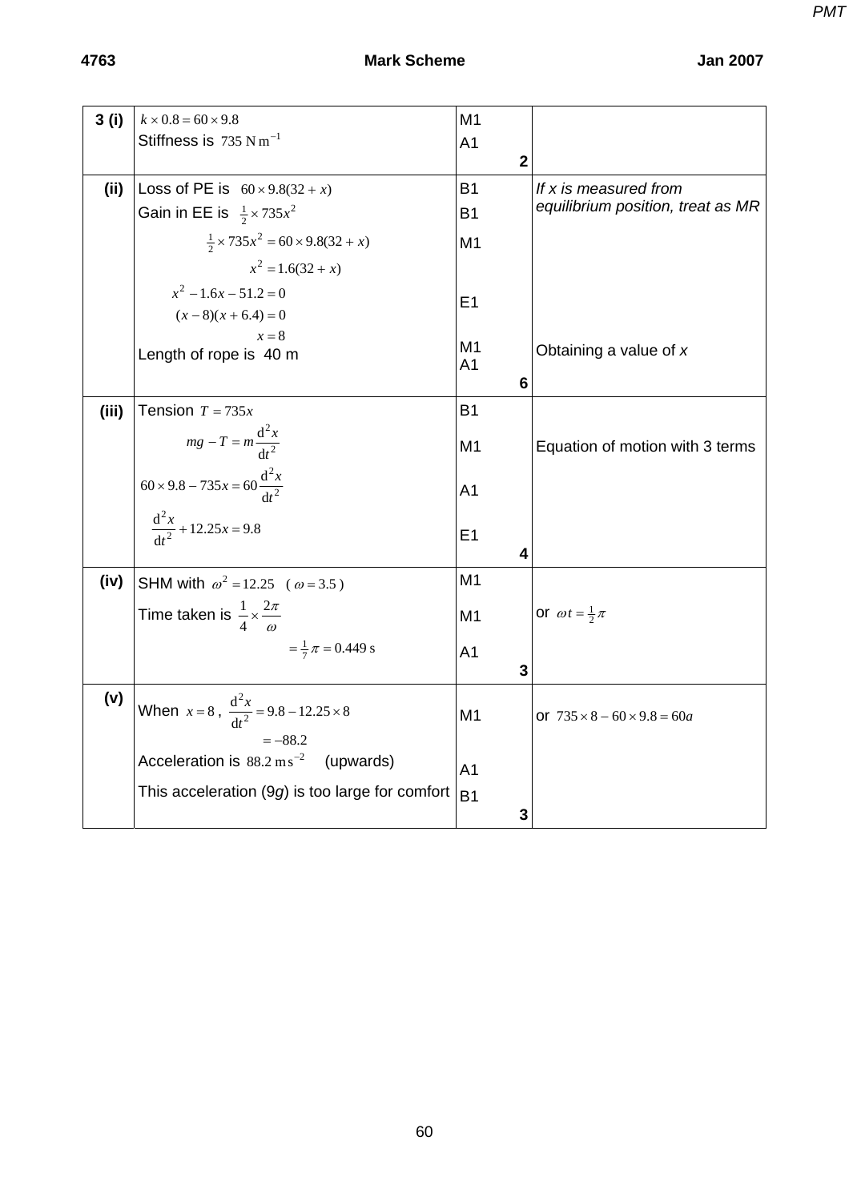| | | | |
|---|---|---|---|
| **3 (i)** | $k \times 0.8 = 60 \times 9.8$ <br> Stiffness is $735 \text{ N m}^{-1}$ | M1 <br> A1 <br> **2** | |
| **(ii)** | Loss of PE is $60 \times 9.8(32 + x)$ <br> Gain in EE is $\frac{1}{2} \times 735x^2$ <br> $\frac{1}{2} \times 735x^2 = 60 \times 9.8(32 + x)$ <br> $x^2 = 1.6(32 + x)$ <br> $x^2 - 1.6x - 51.2 = 0$ <br> $(x - 8)(x + 6.4) = 0$ <br> $x = 8$ <br> Length of rope is 40 m | B1 <br> B1 <br> M1 <br><br> E1 <br><br> M1 <br> A1 <br> **6** | *If x is measured from equilibrium position, treat as MR* <br><br><br><br><br><br> Obtaining a value of $x$ |
| **(iii)** | Tension $T = 735x$ <br> $mg - T = m\dfrac{d^2x}{dt^2}$ <br> $60 \times 9.8 - 735x = 60\dfrac{d^2x}{dt^2}$ <br> $\dfrac{d^2x}{dt^2} + 12.25x = 9.8$ | B1 <br> M1 <br> A1 <br> E1 <br> **4** | <br> Equation of motion with 3 terms |
| **(iv)** | SHM with $\omega^2 = 12.25$ $(\omega = 3.5)$ <br> Time taken is $\dfrac{1}{4} \times \dfrac{2\pi}{\omega}$ <br> $= \frac{1}{7}\pi = 0.449 \text{ s}$ | M1 <br> M1 <br> A1 <br> **3** | <br> or $\omega t = \frac{1}{2}\pi$ |
| **(v)** | When $x = 8$, $\dfrac{d^2x}{dt^2} = 9.8 - 12.25 \times 8$ <br> $= -88.2$ <br> Acceleration is $88.2 \text{ m s}^{-2}$ (upwards) <br> This acceleration ($9g$) is too large for comfort | M1 <br><br> A1 <br> B1 <br> **3** | or $735 \times 8 - 60 \times 9.8 = 60a$ |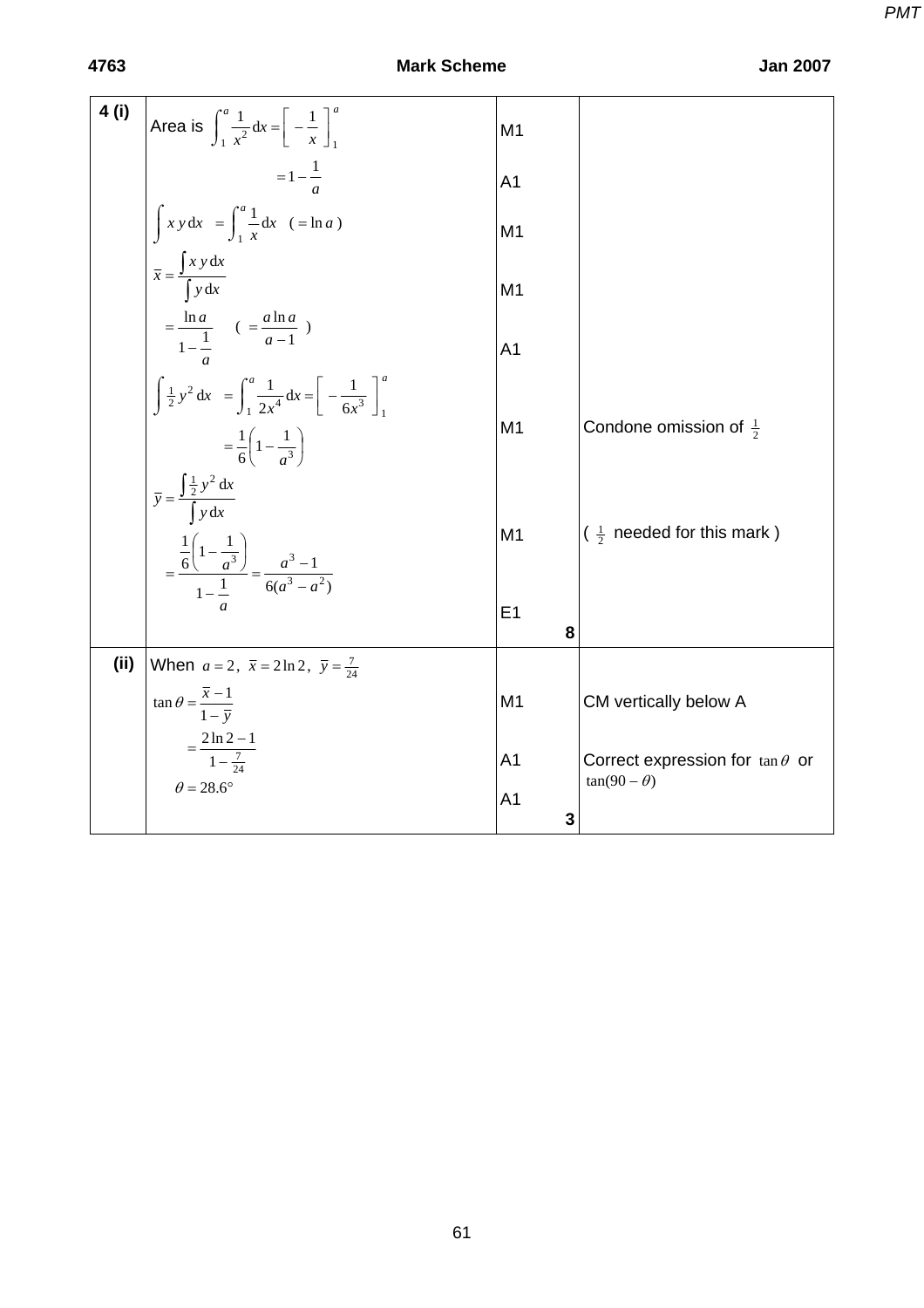| | | | |
|---|---|---|---|
| **4 (i)** | Area is $\int_1^a \frac{1}{x^2}\,dx = \left[ -\frac{1}{x} \right]_1^a$ | M1 | |
| | $= 1 - \frac{1}{a}$ | A1 | |
| | $\int x\,y\,dx = \int_1^a \frac{1}{x}\,dx \quad (= \ln a)$ | M1 | |
| | $\bar{x} = \frac{\int x\,y\,dx}{\int y\,dx}$ | M1 | |
| | $= \frac{\ln a}{1 - \frac{1}{a}} \quad \left( = \frac{a \ln a}{a-1} \right)$ | A1 | |
| | $\int \frac{1}{2} y^2\,dx = \int_1^a \frac{1}{2x^4}\,dx = \left[ -\frac{1}{6x^3} \right]_1^a$ <br> $= \frac{1}{6}\left(1 - \frac{1}{a^3}\right)$ | M1 | Condone omission of $\frac{1}{2}$ |
| | $\bar{y} = \frac{\int \frac{1}{2} y^2\,dx}{\int y\,dx}$ | M1 | ( $\frac{1}{2}$ needed for this mark ) |
| | $= \frac{\frac{1}{6}\left(1 - \frac{1}{a^3}\right)}{1 - \frac{1}{a}} = \frac{a^3 - 1}{6(a^3 - a^2)}$ | E1 **8** | |
| **(ii)** | When $a = 2$, $\bar{x} = 2\ln 2$, $\bar{y} = \frac{7}{24}$ | | |
| | $\tan\theta = \frac{\bar{x} - 1}{1 - \bar{y}}$ | M1 | CM vertically below A |
| | $= \frac{2\ln 2 - 1}{1 - \frac{7}{24}}$ | A1 | Correct expression for $\tan\theta$ or $\tan(90 - \theta)$ |
| | $\theta = 28.6°$ | A1 **3** | |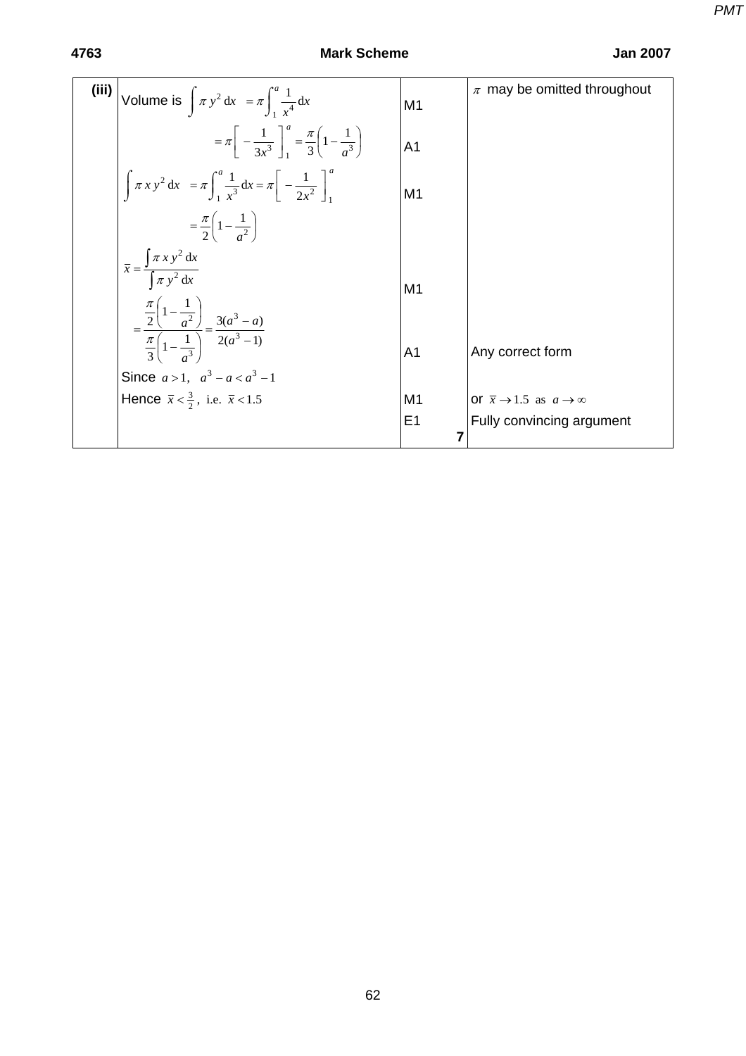| | | | |
|---|---|---|---|
| (iii) | Volume is $\int \pi y^2 \, dx \; = \pi \int_1^a \frac{1}{x^4} \, dx$ | M1 | $\pi$ may be omitted throughout |
| | $= \pi \left[ -\frac{1}{3x^3} \right]_1^a = \frac{\pi}{3}\left(1 - \frac{1}{a^3}\right)$ | A1 | |
| | $\int \pi x y^2 \, dx \; = \pi \int_1^a \frac{1}{x^3} \, dx = \pi \left[ -\frac{1}{2x^2} \right]_1^a$ $= \frac{\pi}{2}\left(1 - \frac{1}{a^2}\right)$ | M1 | |
| | $\bar{x} = \frac{\int \pi x y^2 \, dx}{\int \pi y^2 \, dx}$ $= \frac{\frac{\pi}{2}\left(1 - \frac{1}{a^2}\right)}{\frac{\pi}{3}\left(1 - \frac{1}{a^3}\right)} = \frac{3(a^3 - a)}{2(a^3 - 1)}$ | M1<br>A1 | Any correct form |
| | Since $a > 1, \quad a^3 - a < a^3 - 1$<br>Hence $\bar{x} < \frac{3}{2}$, i.e. $\bar{x} < 1.5$ | M1<br>E1<br>**7** | or $\bar{x} \to 1.5$ as $a \to \infty$<br>Fully convincing argument |